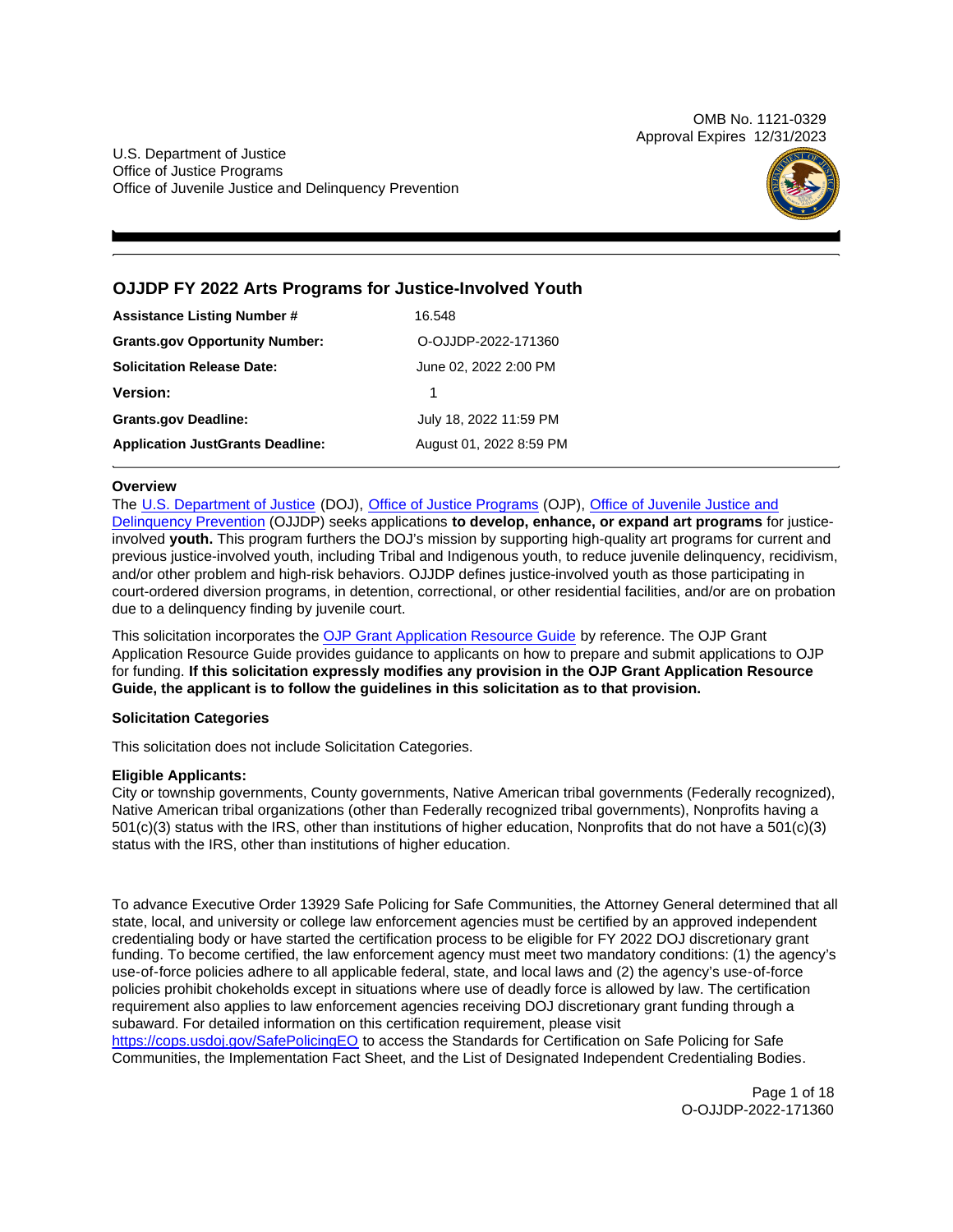OMB No. 1121-0329
Approval Expires 12/31/2023

U.S. Department of Justice
Office of Justice Programs
Office of Juvenile Justice and Delinquency Prevention

## OJJDP FY 2022 Arts Programs for Justice-Involved Youth

| | |
|---|---|
| **Assistance Listing Number #** | 16.548 |
| **Grants.gov Opportunity Number:** | O-OJJDP-2022-171360 |
| **Solicitation Release Date:** | June 02, 2022 2:00 PM |
| **Version:** | 1 |
| **Grants.gov Deadline:** | July 18, 2022 11:59 PM |
| **Application JustGrants Deadline:** | August 01, 2022 8:59 PM |

### Overview

The U.S. Department of Justice (DOJ), Office of Justice Programs (OJP), Office of Juvenile Justice and Delinquency Prevention (OJJDP) seeks applications **to develop, enhance, or expand art programs** for justice-involved **youth.** This program furthers the DOJ's mission by supporting high-quality art programs for current and previous justice-involved youth, including Tribal and Indigenous youth, to reduce juvenile delinquency, recidivism, and/or other problem and high-risk behaviors. OJJDP defines justice-involved youth as those participating in court-ordered diversion programs, in detention, correctional, or other residential facilities, and/or are on probation due to a delinquency finding by juvenile court.

This solicitation incorporates the OJP Grant Application Resource Guide by reference. The OJP Grant Application Resource Guide provides guidance to applicants on how to prepare and submit applications to OJP for funding. **If this solicitation expressly modifies any provision in the OJP Grant Application Resource Guide, the applicant is to follow the guidelines in this solicitation as to that provision.**

### Solicitation Categories

This solicitation does not include Solicitation Categories.

### Eligible Applicants:

City or township governments, County governments, Native American tribal governments (Federally recognized), Native American tribal organizations (other than Federally recognized tribal governments), Nonprofits having a 501(c)(3) status with the IRS, other than institutions of higher education, Nonprofits that do not have a 501(c)(3) status with the IRS, other than institutions of higher education.

To advance Executive Order 13929 Safe Policing for Safe Communities, the Attorney General determined that all state, local, and university or college law enforcement agencies must be certified by an approved independent credentialing body or have started the certification process to be eligible for FY 2022 DOJ discretionary grant funding. To become certified, the law enforcement agency must meet two mandatory conditions: (1) the agency's use-of-force policies adhere to all applicable federal, state, and local laws and (2) the agency's use-of-force policies prohibit chokeholds except in situations where use of deadly force is allowed by law. The certification requirement also applies to law enforcement agencies receiving DOJ discretionary grant funding through a subaward. For detailed information on this certification requirement, please visit https://cops.usdoj.gov/SafePolicingEO to access the Standards for Certification on Safe Policing for Safe Communities, the Implementation Fact Sheet, and the List of Designated Independent Credentialing Bodies.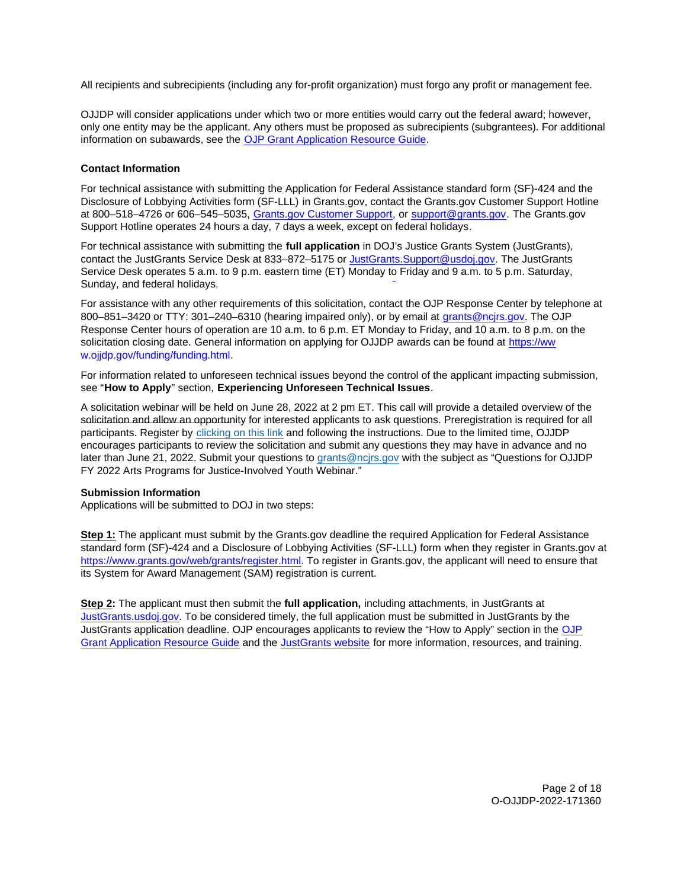All recipients and subrecipients (including any for-profit organization) must forgo any profit or management fee.

OJJDP will consider applications under which two or more entities would carry out the federal award; however, only one entity may be the applicant. Any others must be proposed as subrecipients (subgrantees). For additional information on subawards, see the OJP Grant Application Resource Guide.

**Contact Information**

For technical assistance with submitting the Application for Federal Assistance standard form (SF)-424 and the Disclosure of Lobbying Activities form (SF-LLL) in Grants.gov, contact the Grants.gov Customer Support Hotline at 800–518–4726 or 606–545–5035, Grants.gov Customer Support, or support@grants.gov. The Grants.gov Support Hotline operates 24 hours a day, 7 days a week, except on federal holidays.

For technical assistance with submitting the **full application** in DOJ's Justice Grants System (JustGrants), contact the JustGrants Service Desk at 833–872–5175 or JustGrants.Support@usdoj.gov. The JustGrants Service Desk operates 5 a.m. to 9 p.m. eastern time (ET) Monday to Friday and 9 a.m. to 5 p.m. Saturday, Sunday, and federal holidays.

For assistance with any other requirements of this solicitation, contact the OJP Response Center by telephone at 800–851–3420 or TTY: 301–240–6310 (hearing impaired only), or by email at grants@ncjrs.gov. The OJP Response Center hours of operation are 10 a.m. to 6 p.m. ET Monday to Friday, and 10 a.m. to 8 p.m. on the solicitation closing date. General information on applying for OJJDP awards can be found at https://www.ojjdp.gov/funding/funding.html.

For information related to unforeseen technical issues beyond the control of the applicant impacting submission, see "**How to Apply**" section, **Experiencing Unforeseen Technical Issues**.

A solicitation webinar will be held on June 28, 2022 at 2 pm ET. This call will provide a detailed overview of the solicitation and allow an opportunity for interested applicants to ask questions. Preregistration is required for all participants. Register by clicking on this link and following the instructions. Due to the limited time, OJJDP encourages participants to review the solicitation and submit any questions they may have in advance and no later than June 21, 2022. Submit your questions to grants@ncjrs.gov with the subject as "Questions for OJJDP FY 2022 Arts Programs for Justice-Involved Youth Webinar."

**Submission Information**

Applications will be submitted to DOJ in two steps:

**Step 1:** The applicant must submit by the Grants.gov deadline the required Application for Federal Assistance standard form (SF)-424 and a Disclosure of Lobbying Activities (SF-LLL) form when they register in Grants.gov at https://www.grants.gov/web/grants/register.html. To register in Grants.gov, the applicant will need to ensure that its System for Award Management (SAM) registration is current.

**Step 2:** The applicant must then submit the **full application,** including attachments, in JustGrants at JustGrants.usdoj.gov. To be considered timely, the full application must be submitted in JustGrants by the JustGrants application deadline. OJP encourages applicants to review the "How to Apply" section in the OJP Grant Application Resource Guide and the JustGrants website for more information, resources, and training.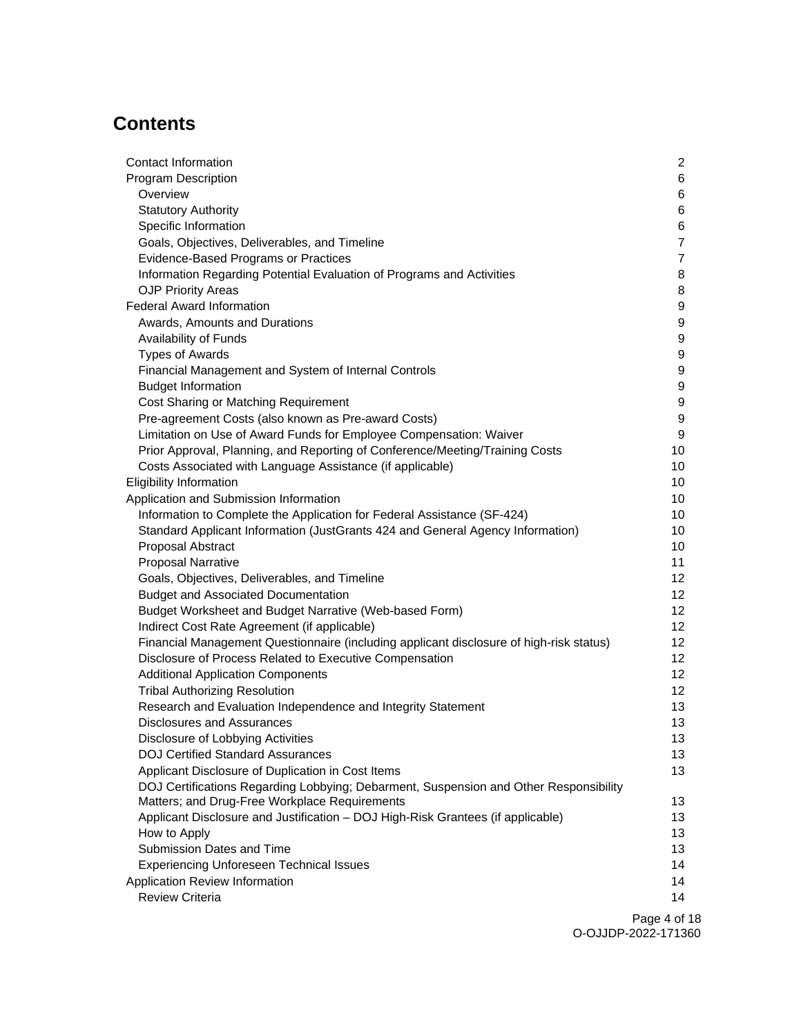## Contents

- Contact Information 2
- Program Description 6
  - Overview 6
  - Statutory Authority 6
  - Specific Information 6
  - Goals, Objectives, Deliverables, and Timeline 7
  - Evidence-Based Programs or Practices 7
  - Information Regarding Potential Evaluation of Programs and Activities 8
  - OJP Priority Areas 8
- Federal Award Information 9
  - Awards, Amounts and Durations 9
  - Availability of Funds 9
  - Types of Awards 9
  - Financial Management and System of Internal Controls 9
  - Budget Information 9
  - Cost Sharing or Matching Requirement 9
  - Pre-agreement Costs (also known as Pre-award Costs) 9
  - Limitation on Use of Award Funds for Employee Compensation: Waiver 9
  - Prior Approval, Planning, and Reporting of Conference/Meeting/Training Costs 10
  - Costs Associated with Language Assistance (if applicable) 10
- Eligibility Information 10
- Application and Submission Information 10
  - Information to Complete the Application for Federal Assistance (SF-424) 10
  - Standard Applicant Information (JustGrants 424 and General Agency Information) 10
  - Proposal Abstract 10
  - Proposal Narrative 11
  - Goals, Objectives, Deliverables, and Timeline 12
  - Budget and Associated Documentation 12
  - Budget Worksheet and Budget Narrative (Web-based Form) 12
  - Indirect Cost Rate Agreement (if applicable) 12
  - Financial Management Questionnaire (including applicant disclosure of high-risk status) 12
  - Disclosure of Process Related to Executive Compensation 12
  - Additional Application Components 12
  - Tribal Authorizing Resolution 12
  - Research and Evaluation Independence and Integrity Statement 13
  - Disclosures and Assurances 13
  - Disclosure of Lobbying Activities 13
  - DOJ Certified Standard Assurances 13
  - Applicant Disclosure of Duplication in Cost Items 13
  - DOJ Certifications Regarding Lobbying; Debarment, Suspension and Other Responsibility Matters; and Drug-Free Workplace Requirements 13
  - Applicant Disclosure and Justification – DOJ High-Risk Grantees (if applicable) 13
  - How to Apply 13
  - Submission Dates and Time 13
  - Experiencing Unforeseen Technical Issues 14
- Application Review Information 14
  - Review Criteria 14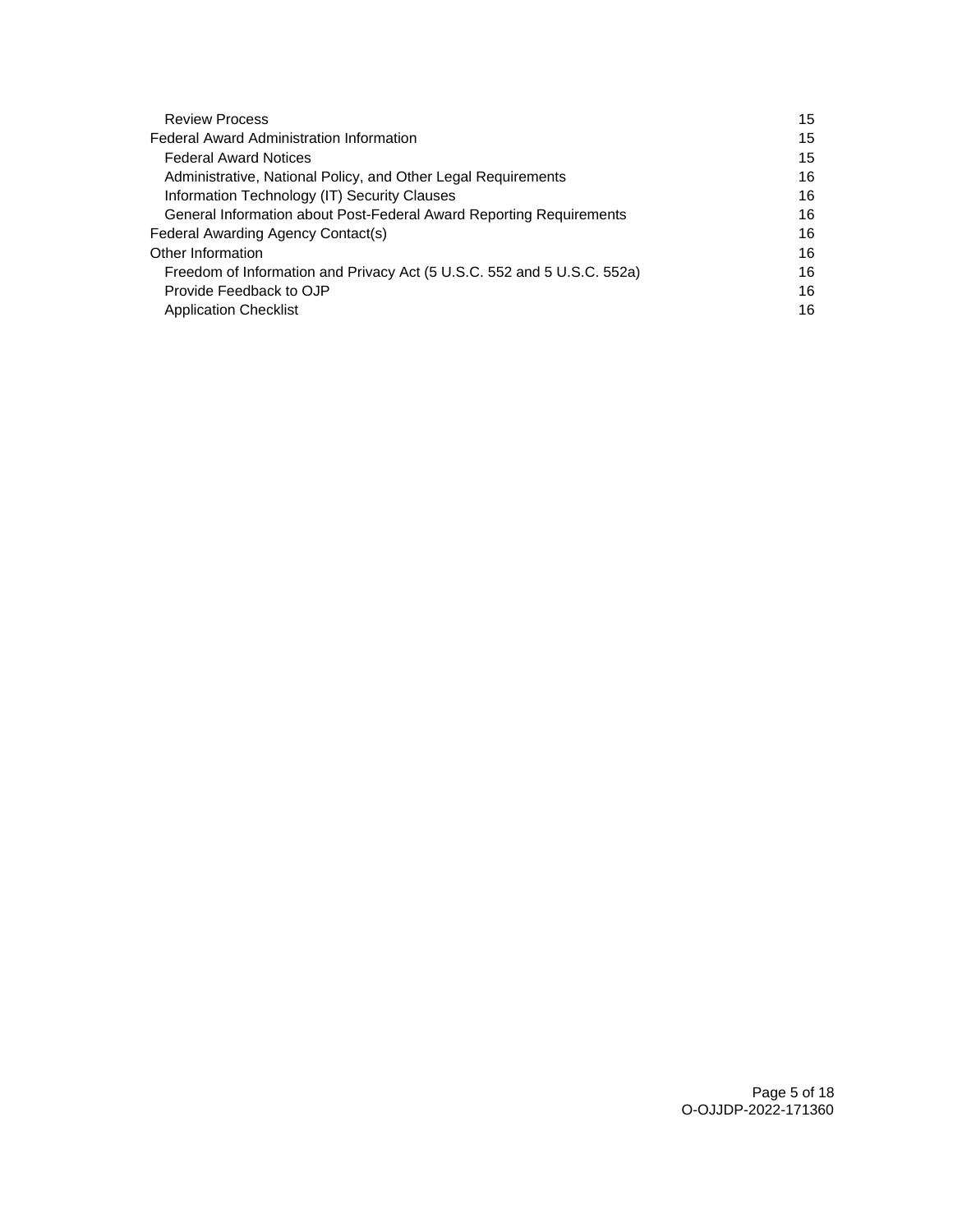| | |
|---|---|
| Review Process | 15 |
| Federal Award Administration Information | 15 |
| Federal Award Notices | 15 |
| Administrative, National Policy, and Other Legal Requirements | 16 |
| Information Technology (IT) Security Clauses | 16 |
| General Information about Post-Federal Award Reporting Requirements | 16 |
| Federal Awarding Agency Contact(s) | 16 |
| Other Information | 16 |
| Freedom of Information and Privacy Act (5 U.S.C. 552 and 5 U.S.C. 552a) | 16 |
| Provide Feedback to OJP | 16 |
| Application Checklist | 16 |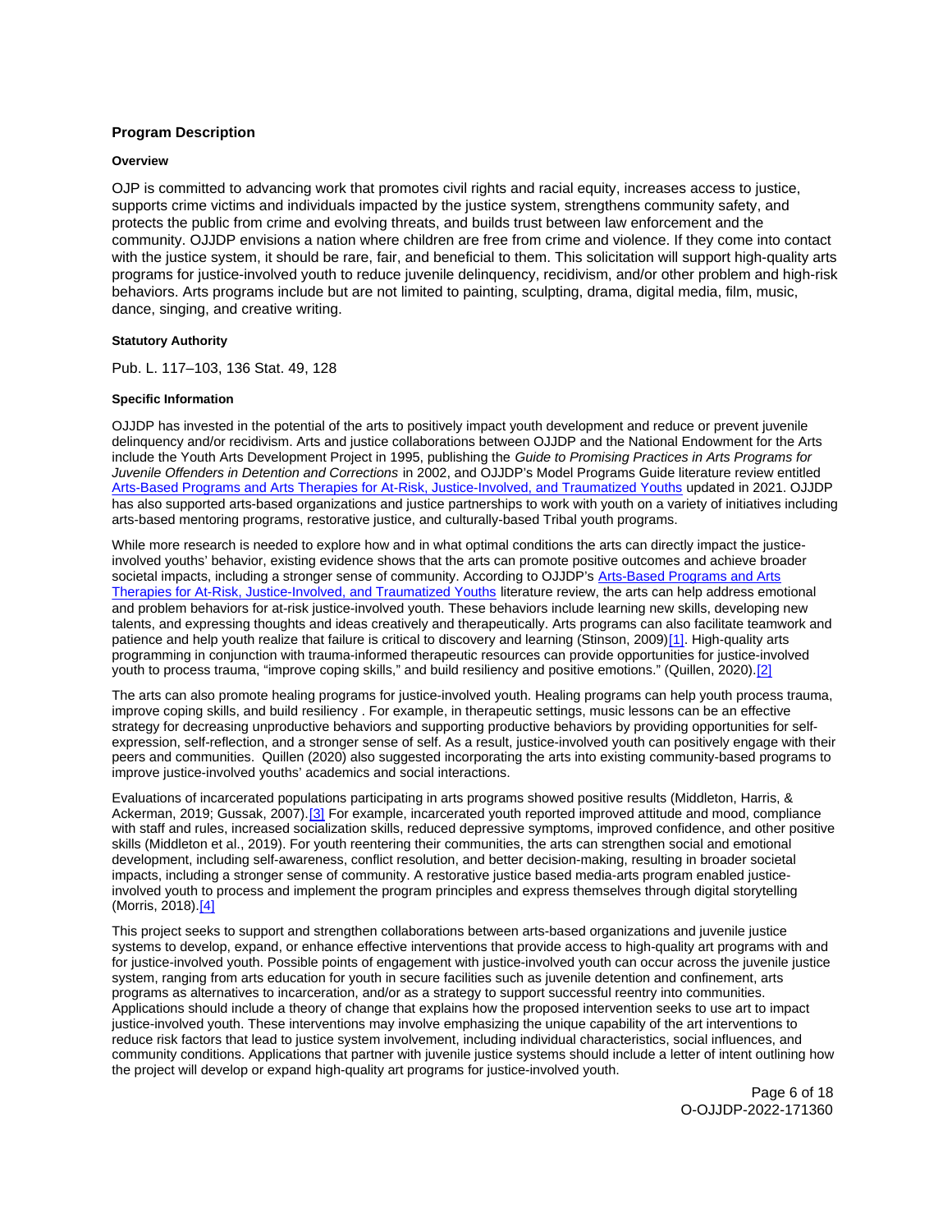## Program Description

### Overview

OJP is committed to advancing work that promotes civil rights and racial equity, increases access to justice, supports crime victims and individuals impacted by the justice system, strengthens community safety, and protects the public from crime and evolving threats, and builds trust between law enforcement and the community. OJJDP envisions a nation where children are free from crime and violence. If they come into contact with the justice system, it should be rare, fair, and beneficial to them. This solicitation will support high-quality arts programs for justice-involved youth to reduce juvenile delinquency, recidivism, and/or other problem and high-risk behaviors. Arts programs include but are not limited to painting, sculpting, drama, digital media, film, music, dance, singing, and creative writing.

### Statutory Authority

Pub. L. 117–103, 136 Stat. 49, 128

### Specific Information

OJJDP has invested in the potential of the arts to positively impact youth development and reduce or prevent juvenile delinquency and/or recidivism. Arts and justice collaborations between OJJDP and the National Endowment for the Arts include the Youth Arts Development Project in 1995, publishing the *Guide to Promising Practices in Arts Programs for Juvenile Offenders in Detention and Corrections* in 2002, and OJJDP's Model Programs Guide literature review entitled Arts-Based Programs and Arts Therapies for At-Risk, Justice-Involved, and Traumatized Youths updated in 2021. OJJDP has also supported arts-based organizations and justice partnerships to work with youth on a variety of initiatives including arts-based mentoring programs, restorative justice, and culturally-based Tribal youth programs.

While more research is needed to explore how and in what optimal conditions the arts can directly impact the justice-involved youths' behavior, existing evidence shows that the arts can promote positive outcomes and achieve broader societal impacts, including a stronger sense of community. According to OJJDP's Arts-Based Programs and Arts Therapies for At-Risk, Justice-Involved, and Traumatized Youths literature review, the arts can help address emotional and problem behaviors for at-risk justice-involved youth. These behaviors include learning new skills, developing new talents, and expressing thoughts and ideas creatively and therapeutically. Arts programs can also facilitate teamwork and patience and help youth realize that failure is critical to discovery and learning (Stinson, 2009)[1]. High-quality arts programming in conjunction with trauma-informed therapeutic resources can provide opportunities for justice-involved youth to process trauma, "improve coping skills," and build resiliency and positive emotions." (Quillen, 2020).[2]

The arts can also promote healing programs for justice-involved youth. Healing programs can help youth process trauma, improve coping skills, and build resiliency . For example, in therapeutic settings, music lessons can be an effective strategy for decreasing unproductive behaviors and supporting productive behaviors by providing opportunities for self-expression, self-reflection, and a stronger sense of self. As a result, justice-involved youth can positively engage with their peers and communities. Quillen (2020) also suggested incorporating the arts into existing community-based programs to improve justice-involved youths' academics and social interactions.

Evaluations of incarcerated populations participating in arts programs showed positive results (Middleton, Harris, & Ackerman, 2019; Gussak, 2007).[3] For example, incarcerated youth reported improved attitude and mood, compliance with staff and rules, increased socialization skills, reduced depressive symptoms, improved confidence, and other positive skills (Middleton et al., 2019). For youth reentering their communities, the arts can strengthen social and emotional development, including self-awareness, conflict resolution, and better decision-making, resulting in broader societal impacts, including a stronger sense of community. A restorative justice based media-arts program enabled justice-involved youth to process and implement the program principles and express themselves through digital storytelling (Morris, 2018).[4]

This project seeks to support and strengthen collaborations between arts-based organizations and juvenile justice systems to develop, expand, or enhance effective interventions that provide access to high-quality art programs with and for justice-involved youth. Possible points of engagement with justice-involved youth can occur across the juvenile justice system, ranging from arts education for youth in secure facilities such as juvenile detention and confinement, arts programs as alternatives to incarceration, and/or as a strategy to support successful reentry into communities. Applications should include a theory of change that explains how the proposed intervention seeks to use art to impact justice-involved youth. These interventions may involve emphasizing the unique capability of the art interventions to reduce risk factors that lead to justice system involvement, including individual characteristics, social influences, and community conditions. Applications that partner with juvenile justice systems should include a letter of intent outlining how the project will develop or expand high-quality art programs for justice-involved youth.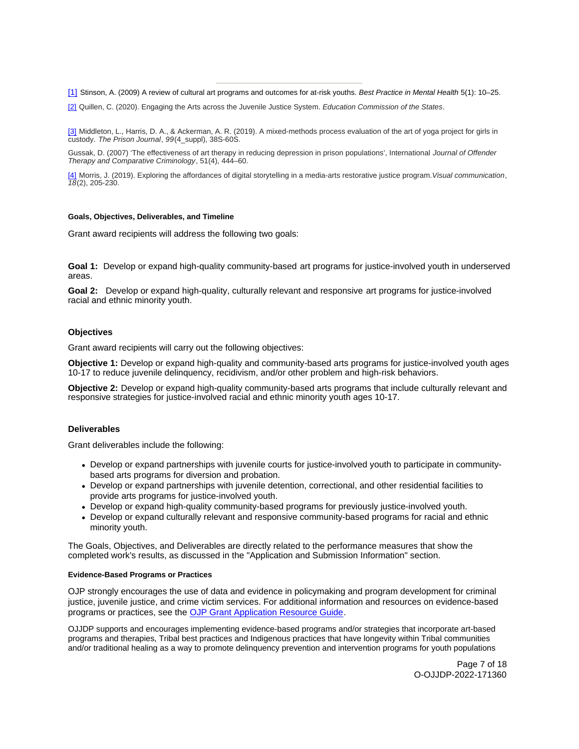[1] Stinson, A. (2009) A review of cultural art programs and outcomes for at-risk youths. *Best Practice in Mental Health* 5(1): 10–25.

[2] Quillen, C. (2020). Engaging the Arts across the Juvenile Justice System. *Education Commission of the States*.

[3] Middleton, L., Harris, D. A., & Ackerman, A. R. (2019). A mixed-methods process evaluation of the art of yoga project for girls in custody. *The Prison Journal*, *99*(4_suppl), 38S-60S.

Gussak, D. (2007) 'The effectiveness of art therapy in reducing depression in prison populations', International *Journal of Offender Therapy and Comparative Criminology*, 51(4), 444–60.

[4] Morris, J. (2019). Exploring the affordances of digital storytelling in a media-arts restorative justice program. *Visual communication*, *18*(2), 205-230.

#### Goals, Objectives, Deliverables, and Timeline

Grant award recipients will address the following two goals:

**Goal 1:** Develop or expand high-quality community-based art programs for justice-involved youth in underserved areas.

**Goal 2:** Develop or expand high-quality, culturally relevant and responsive art programs for justice-involved racial and ethnic minority youth.

### Objectives

Grant award recipients will carry out the following objectives:

**Objective 1:** Develop or expand high-quality and community-based arts programs for justice-involved youth ages 10-17 to reduce juvenile delinquency, recidivism, and/or other problem and high-risk behaviors.

**Objective 2:** Develop or expand high-quality community-based arts programs that include culturally relevant and responsive strategies for justice-involved racial and ethnic minority youth ages 10-17.

### Deliverables

Grant deliverables include the following:

- Develop or expand partnerships with juvenile courts for justice-involved youth to participate in community-based arts programs for diversion and probation.
- Develop or expand partnerships with juvenile detention, correctional, and other residential facilities to provide arts programs for justice-involved youth.
- Develop or expand high-quality community-based programs for previously justice-involved youth.
- Develop or expand culturally relevant and responsive community-based programs for racial and ethnic minority youth.

The Goals, Objectives, and Deliverables are directly related to the performance measures that show the completed work's results, as discussed in the "Application and Submission Information" section.

#### Evidence-Based Programs or Practices

OJP strongly encourages the use of data and evidence in policymaking and program development for criminal justice, juvenile justice, and crime victim services. For additional information and resources on evidence-based programs or practices, see the OJP Grant Application Resource Guide.

OJJDP supports and encourages implementing evidence-based programs and/or strategies that incorporate art-based programs and therapies, Tribal best practices and Indigenous practices that have longevity within Tribal communities and/or traditional healing as a way to promote delinquency prevention and intervention programs for youth populations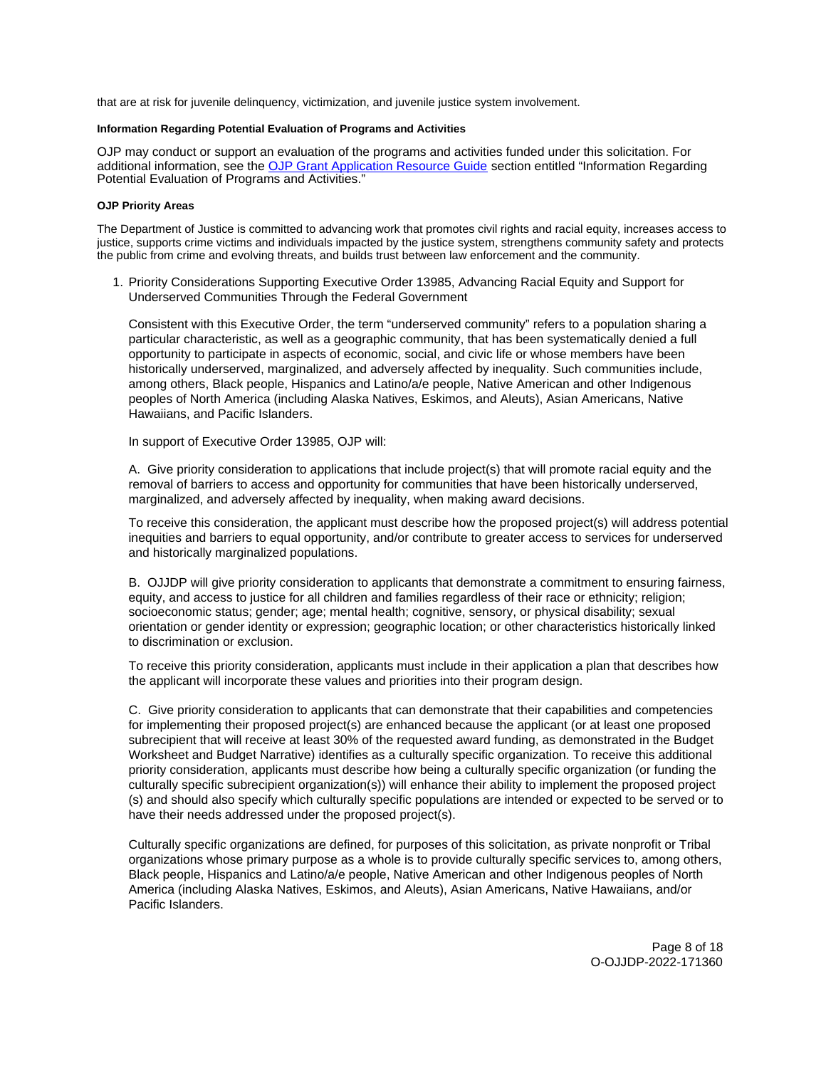that are at risk for juvenile delinquency, victimization, and juvenile justice system involvement.

#### Information Regarding Potential Evaluation of Programs and Activities

OJP may conduct or support an evaluation of the programs and activities funded under this solicitation. For additional information, see the OJP Grant Application Resource Guide section entitled "Information Regarding Potential Evaluation of Programs and Activities."

#### OJP Priority Areas

The Department of Justice is committed to advancing work that promotes civil rights and racial equity, increases access to justice, supports crime victims and individuals impacted by the justice system, strengthens community safety and protects the public from crime and evolving threats, and builds trust between law enforcement and the community.

1. Priority Considerations Supporting Executive Order 13985, Advancing Racial Equity and Support for Underserved Communities Through the Federal Government

   Consistent with this Executive Order, the term "underserved community" refers to a population sharing a particular characteristic, as well as a geographic community, that has been systematically denied a full opportunity to participate in aspects of economic, social, and civic life or whose members have been historically underserved, marginalized, and adversely affected by inequality. Such communities include, among others, Black people, Hispanics and Latino/a/e people, Native American and other Indigenous peoples of North America (including Alaska Natives, Eskimos, and Aleuts), Asian Americans, Native Hawaiians, and Pacific Islanders.

   In support of Executive Order 13985, OJP will:

   A. Give priority consideration to applications that include project(s) that will promote racial equity and the removal of barriers to access and opportunity for communities that have been historically underserved, marginalized, and adversely affected by inequality, when making award decisions.

   To receive this consideration, the applicant must describe how the proposed project(s) will address potential inequities and barriers to equal opportunity, and/or contribute to greater access to services for underserved and historically marginalized populations.

   B. OJJDP will give priority consideration to applicants that demonstrate a commitment to ensuring fairness, equity, and access to justice for all children and families regardless of their race or ethnicity; religion; socioeconomic status; gender; age; mental health; cognitive, sensory, or physical disability; sexual orientation or gender identity or expression; geographic location; or other characteristics historically linked to discrimination or exclusion.

   To receive this priority consideration, applicants must include in their application a plan that describes how the applicant will incorporate these values and priorities into their program design.

   C. Give priority consideration to applicants that can demonstrate that their capabilities and competencies for implementing their proposed project(s) are enhanced because the applicant (or at least one proposed subrecipient that will receive at least 30% of the requested award funding, as demonstrated in the Budget Worksheet and Budget Narrative) identifies as a culturally specific organization. To receive this additional priority consideration, applicants must describe how being a culturally specific organization (or funding the culturally specific subrecipient organization(s)) will enhance their ability to implement the proposed project (s) and should also specify which culturally specific populations are intended or expected to be served or to have their needs addressed under the proposed project(s).

   Culturally specific organizations are defined, for purposes of this solicitation, as private nonprofit or Tribal organizations whose primary purpose as a whole is to provide culturally specific services to, among others, Black people, Hispanics and Latino/a/e people, Native American and other Indigenous peoples of North America (including Alaska Natives, Eskimos, and Aleuts), Asian Americans, Native Hawaiians, and/or Pacific Islanders.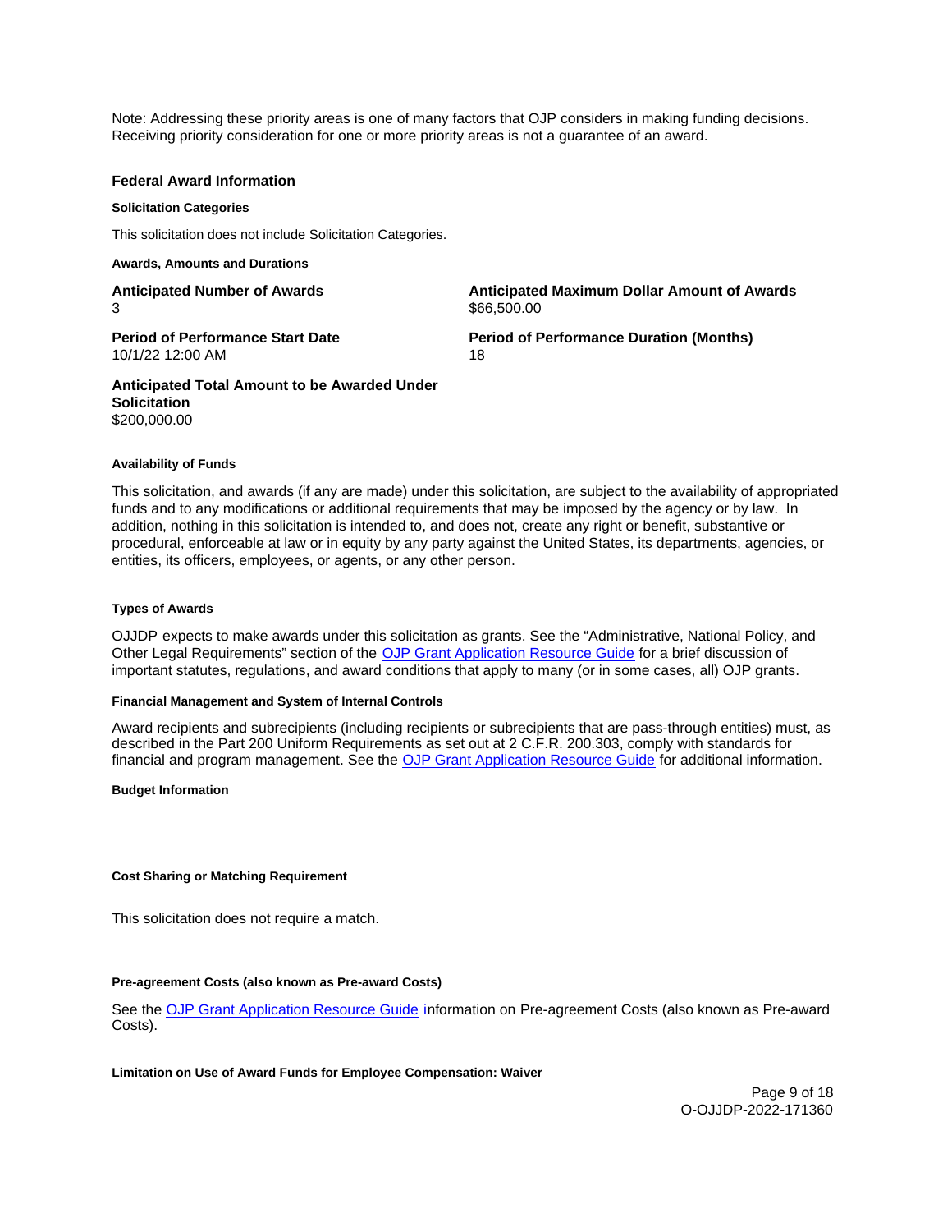Note: Addressing these priority areas is one of many factors that OJP considers in making funding decisions. Receiving priority consideration for one or more priority areas is not a guarantee of an award.

## Federal Award Information

#### Solicitation Categories

This solicitation does not include Solicitation Categories.

#### Awards, Amounts and Durations

**Anticipated Number of Awards**
3

**Anticipated Maximum Dollar Amount of Awards**
$66,500.00

**Period of Performance Start Date**
10/1/22 12:00 AM

**Period of Performance Duration (Months)**
18

**Anticipated Total Amount to be Awarded Under Solicitation**
$200,000.00

#### Availability of Funds

This solicitation, and awards (if any are made) under this solicitation, are subject to the availability of appropriated funds and to any modifications or additional requirements that may be imposed by the agency or by law. In addition, nothing in this solicitation is intended to, and does not, create any right or benefit, substantive or procedural, enforceable at law or in equity by any party against the United States, its departments, agencies, or entities, its officers, employees, or agents, or any other person.

#### Types of Awards

OJJDP expects to make awards under this solicitation as grants. See the "Administrative, National Policy, and Other Legal Requirements" section of the OJP Grant Application Resource Guide for a brief discussion of important statutes, regulations, and award conditions that apply to many (or in some cases, all) OJP grants.

#### Financial Management and System of Internal Controls

Award recipients and subrecipients (including recipients or subrecipients that are pass-through entities) must, as described in the Part 200 Uniform Requirements as set out at 2 C.F.R. 200.303, comply with standards for financial and program management. See the OJP Grant Application Resource Guide for additional information.

#### Budget Information

#### Cost Sharing or Matching Requirement

This solicitation does not require a match.

#### Pre-agreement Costs (also known as Pre-award Costs)

See the OJP Grant Application Resource Guide information on Pre-agreement Costs (also known as Pre-award Costs).

#### Limitation on Use of Award Funds for Employee Compensation: Waiver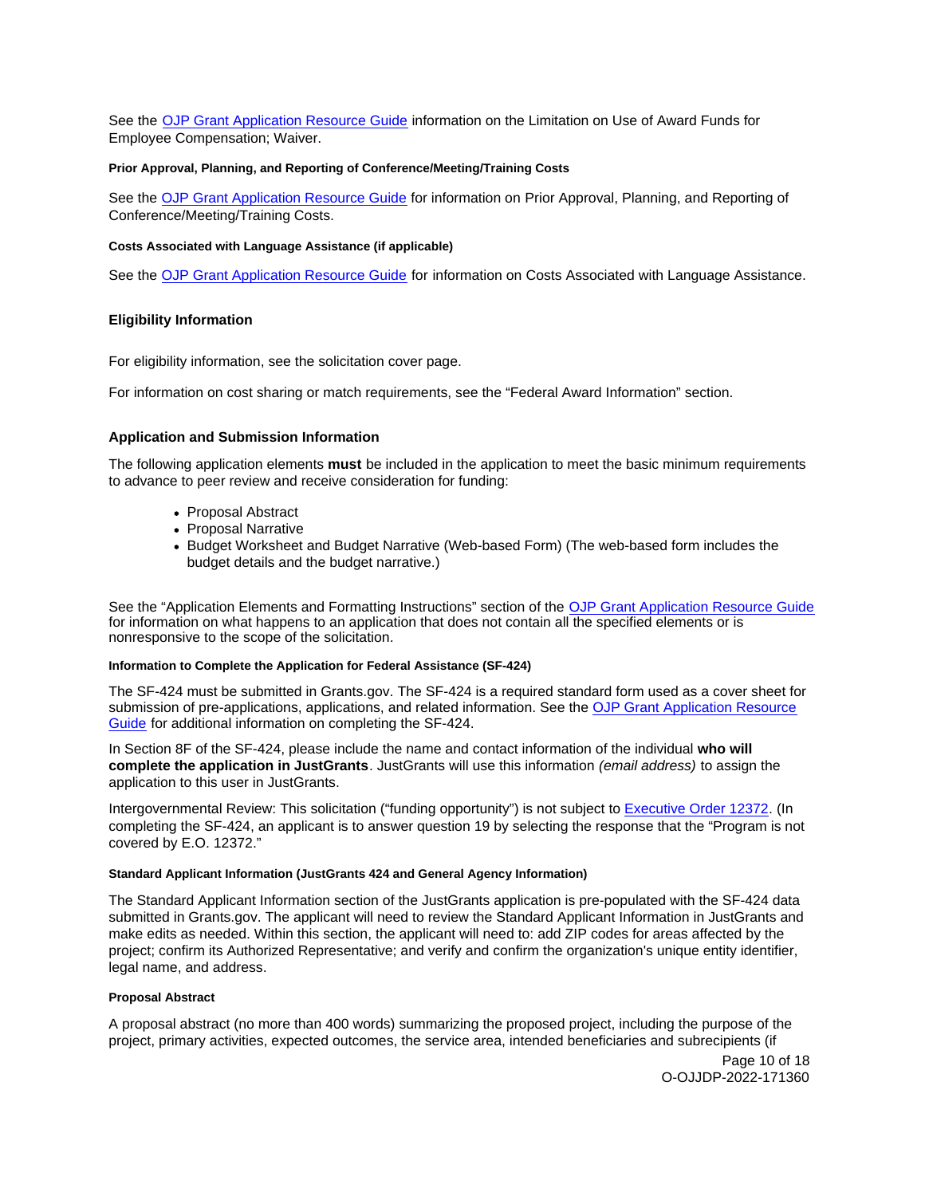See the [OJP Grant Application Resource Guide](#) information on the Limitation on Use of Award Funds for Employee Compensation; Waiver.

#### Prior Approval, Planning, and Reporting of Conference/Meeting/Training Costs

See the [OJP Grant Application Resource Guide](#) for information on Prior Approval, Planning, and Reporting of Conference/Meeting/Training Costs.

#### Costs Associated with Language Assistance (if applicable)

See the [OJP Grant Application Resource Guide](#) for information on Costs Associated with Language Assistance.

### Eligibility Information

For eligibility information, see the solicitation cover page.

For information on cost sharing or match requirements, see the "Federal Award Information" section.

### Application and Submission Information

The following application elements **must** be included in the application to meet the basic minimum requirements to advance to peer review and receive consideration for funding:

- Proposal Abstract
- Proposal Narrative
- Budget Worksheet and Budget Narrative (Web-based Form) (The web-based form includes the budget details and the budget narrative.)

See the "Application Elements and Formatting Instructions" section of the [OJP Grant Application Resource Guide](#) for information on what happens to an application that does not contain all the specified elements or is nonresponsive to the scope of the solicitation.

#### Information to Complete the Application for Federal Assistance (SF-424)

The SF-424 must be submitted in Grants.gov. The SF-424 is a required standard form used as a cover sheet for submission of pre-applications, applications, and related information. See the [OJP Grant Application Resource Guide](#) for additional information on completing the SF-424.

In Section 8F of the SF-424, please include the name and contact information of the individual **who will complete the application in JustGrants**. JustGrants will use this information *(email address)* to assign the application to this user in JustGrants.

Intergovernmental Review: This solicitation ("funding opportunity") is not subject to [Executive Order 12372](#). (In completing the SF-424, an applicant is to answer question 19 by selecting the response that the "Program is not covered by E.O. 12372."

#### Standard Applicant Information (JustGrants 424 and General Agency Information)

The Standard Applicant Information section of the JustGrants application is pre-populated with the SF-424 data submitted in Grants.gov. The applicant will need to review the Standard Applicant Information in JustGrants and make edits as needed. Within this section, the applicant will need to: add ZIP codes for areas affected by the project; confirm its Authorized Representative; and verify and confirm the organization's unique entity identifier, legal name, and address.

#### Proposal Abstract

A proposal abstract (no more than 400 words) summarizing the proposed project, including the purpose of the project, primary activities, expected outcomes, the service area, intended beneficiaries and subrecipients (if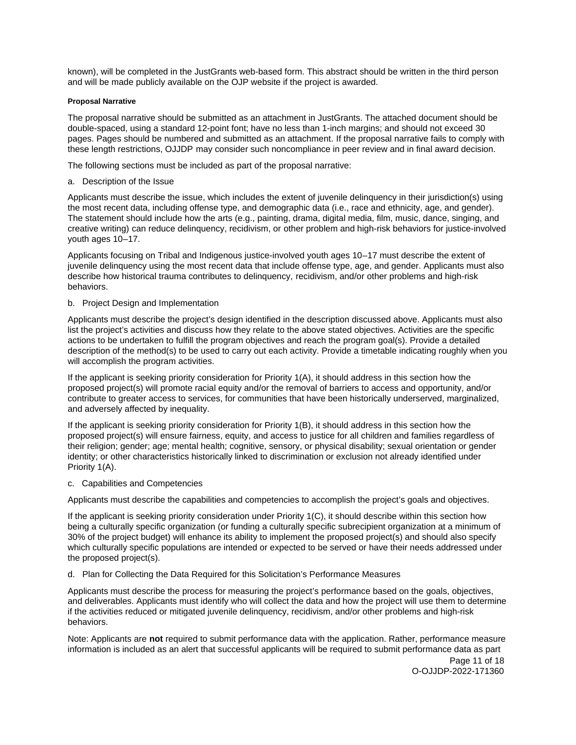known), will be completed in the JustGrants web-based form. This abstract should be written in the third person and will be made publicly available on the OJP website if the project is awarded.

#### Proposal Narrative

The proposal narrative should be submitted as an attachment in JustGrants. The attached document should be double-spaced, using a standard 12-point font; have no less than 1-inch margins; and should not exceed 30 pages. Pages should be numbered and submitted as an attachment. If the proposal narrative fails to comply with these length restrictions, OJJDP may consider such noncompliance in peer review and in final award decision.

The following sections must be included as part of the proposal narrative:

a. Description of the Issue

Applicants must describe the issue, which includes the extent of juvenile delinquency in their jurisdiction(s) using the most recent data, including offense type, and demographic data (i.e., race and ethnicity, age, and gender). The statement should include how the arts (e.g., painting, drama, digital media, film, music, dance, singing, and creative writing) can reduce delinquency, recidivism, or other problem and high-risk behaviors for justice-involved youth ages 10–17.

Applicants focusing on Tribal and Indigenous justice-involved youth ages 10–17 must describe the extent of juvenile delinquency using the most recent data that include offense type, age, and gender. Applicants must also describe how historical trauma contributes to delinquency, recidivism, and/or other problems and high-risk behaviors.

b. Project Design and Implementation

Applicants must describe the project's design identified in the description discussed above. Applicants must also list the project's activities and discuss how they relate to the above stated objectives. Activities are the specific actions to be undertaken to fulfill the program objectives and reach the program goal(s). Provide a detailed description of the method(s) to be used to carry out each activity. Provide a timetable indicating roughly when you will accomplish the program activities.

If the applicant is seeking priority consideration for Priority 1(A), it should address in this section how the proposed project(s) will promote racial equity and/or the removal of barriers to access and opportunity, and/or contribute to greater access to services, for communities that have been historically underserved, marginalized, and adversely affected by inequality.

If the applicant is seeking priority consideration for Priority 1(B), it should address in this section how the proposed project(s) will ensure fairness, equity, and access to justice for all children and families regardless of their religion; gender; age; mental health; cognitive, sensory, or physical disability; sexual orientation or gender identity; or other characteristics historically linked to discrimination or exclusion not already identified under Priority 1(A).

c. Capabilities and Competencies

Applicants must describe the capabilities and competencies to accomplish the project's goals and objectives.

If the applicant is seeking priority consideration under Priority 1(C), it should describe within this section how being a culturally specific organization (or funding a culturally specific subrecipient organization at a minimum of 30% of the project budget) will enhance its ability to implement the proposed project(s) and should also specify which culturally specific populations are intended or expected to be served or have their needs addressed under the proposed project(s).

d. Plan for Collecting the Data Required for this Solicitation's Performance Measures

Applicants must describe the process for measuring the project's performance based on the goals, objectives, and deliverables. Applicants must identify who will collect the data and how the project will use them to determine if the activities reduced or mitigated juvenile delinquency, recidivism, and/or other problems and high-risk behaviors.

Note: Applicants are **not** required to submit performance data with the application. Rather, performance measure information is included as an alert that successful applicants will be required to submit performance data as part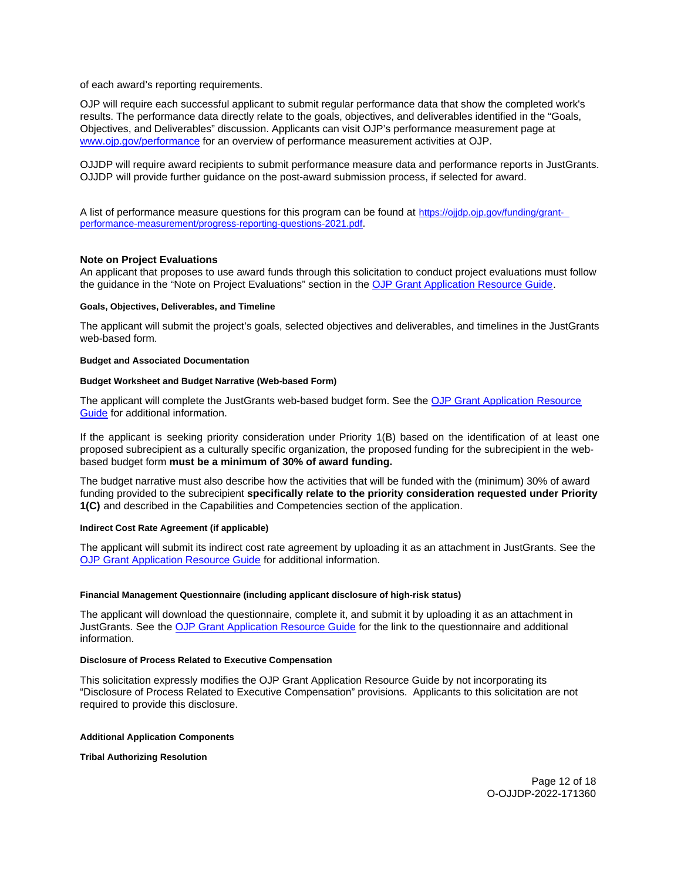of each award's reporting requirements.

OJP will require each successful applicant to submit regular performance data that show the completed work's results. The performance data directly relate to the goals, objectives, and deliverables identified in the "Goals, Objectives, and Deliverables" discussion. Applicants can visit OJP's performance measurement page at [www.ojp.gov/performance](www.ojp.gov/performance) for an overview of performance measurement activities at OJP.

OJJDP will require award recipients to submit performance measure data and performance reports in JustGrants. OJJDP will provide further guidance on the post-award submission process, if selected for award.

A list of performance measure questions for this program can be found at [https://ojjdp.ojp.gov/funding/grant-performance-measurement/progress-reporting-questions-2021.pdf](https://ojjdp.ojp.gov/funding/grant-performance-measurement/progress-reporting-questions-2021.pdf).

### Note on Project Evaluations

An applicant that proposes to use award funds through this solicitation to conduct project evaluations must follow the guidance in the "Note on Project Evaluations" section in the OJP Grant Application Resource Guide.

#### Goals, Objectives, Deliverables, and Timeline

The applicant will submit the project's goals, selected objectives and deliverables, and timelines in the JustGrants web-based form.

#### Budget and Associated Documentation

#### Budget Worksheet and Budget Narrative (Web-based Form)

The applicant will complete the JustGrants web-based budget form. See the OJP Grant Application Resource Guide for additional information.

If the applicant is seeking priority consideration under Priority 1(B) based on the identification of at least one proposed subrecipient as a culturally specific organization, the proposed funding for the subrecipient in the web-based budget form **must be a minimum of 30% of award funding.**

The budget narrative must also describe how the activities that will be funded with the (minimum) 30% of award funding provided to the subrecipient **specifically relate to the priority consideration requested under Priority 1(C)** and described in the Capabilities and Competencies section of the application.

#### Indirect Cost Rate Agreement (if applicable)

The applicant will submit its indirect cost rate agreement by uploading it as an attachment in JustGrants. See the OJP Grant Application Resource Guide for additional information.

#### Financial Management Questionnaire (including applicant disclosure of high-risk status)

The applicant will download the questionnaire, complete it, and submit it by uploading it as an attachment in JustGrants. See the OJP Grant Application Resource Guide for the link to the questionnaire and additional information.

#### Disclosure of Process Related to Executive Compensation

This solicitation expressly modifies the OJP Grant Application Resource Guide by not incorporating its "Disclosure of Process Related to Executive Compensation" provisions. Applicants to this solicitation are not required to provide this disclosure.

#### Additional Application Components

#### Tribal Authorizing Resolution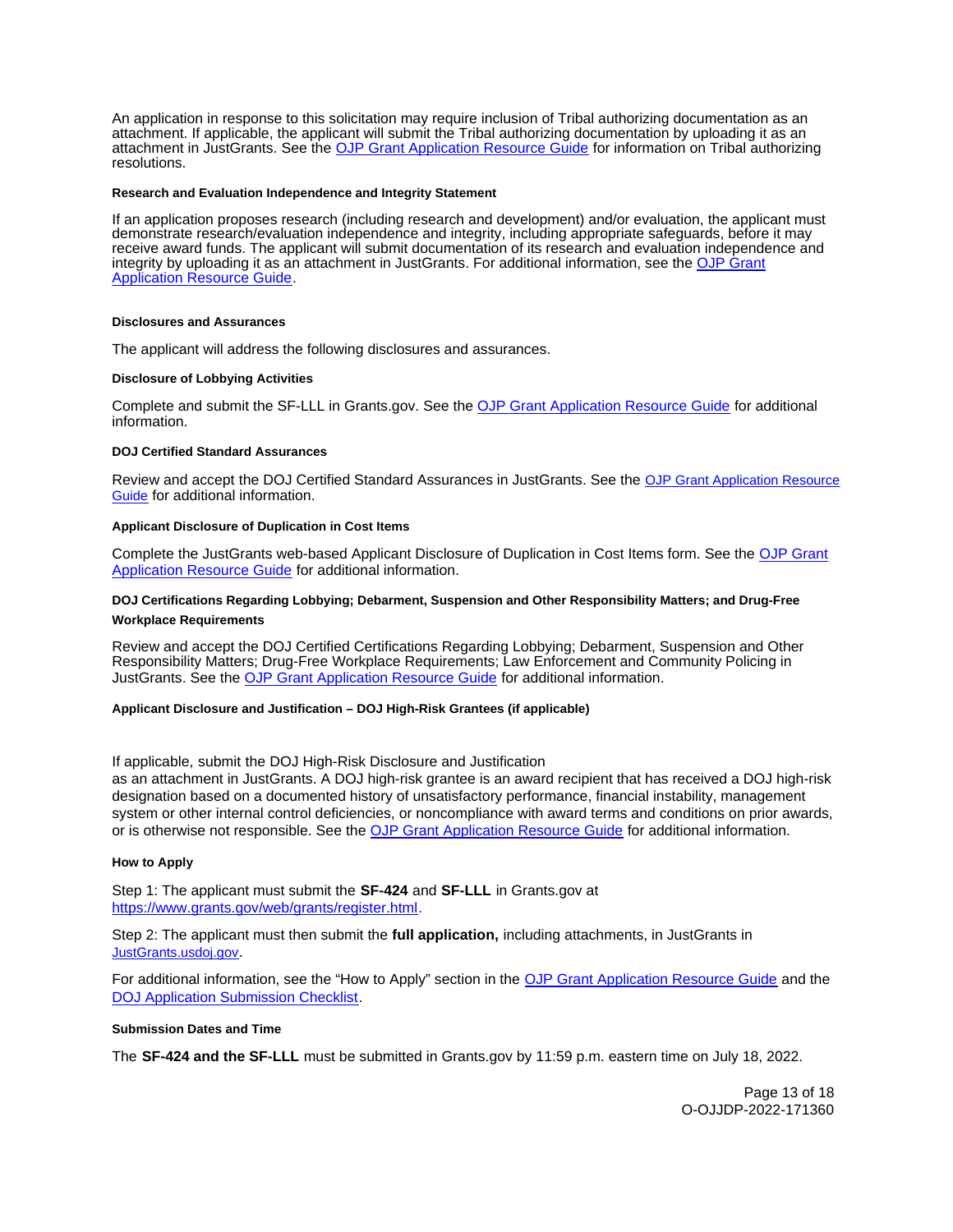An application in response to this solicitation may require inclusion of Tribal authorizing documentation as an attachment. If applicable, the applicant will submit the Tribal authorizing documentation by uploading it as an attachment in JustGrants. See the [OJP Grant Application Resource Guide](#) for information on Tribal authorizing resolutions.

#### Research and Evaluation Independence and Integrity Statement

If an application proposes research (including research and development) and/or evaluation, the applicant must demonstrate research/evaluation independence and integrity, including appropriate safeguards, before it may receive award funds. The applicant will submit documentation of its research and evaluation independence and integrity by uploading it as an attachment in JustGrants. For additional information, see the [OJP Grant Application Resource Guide](#).

#### Disclosures and Assurances

The applicant will address the following disclosures and assurances.

#### Disclosure of Lobbying Activities

Complete and submit the SF-LLL in Grants.gov. See the [OJP Grant Application Resource Guide](#) for additional information.

#### DOJ Certified Standard Assurances

Review and accept the DOJ Certified Standard Assurances in JustGrants. See the [OJP Grant Application Resource Guide](#) for additional information.

#### Applicant Disclosure of Duplication in Cost Items

Complete the JustGrants web-based Applicant Disclosure of Duplication in Cost Items form. See the [OJP Grant Application Resource Guide](#) for additional information.

#### DOJ Certifications Regarding Lobbying; Debarment, Suspension and Other Responsibility Matters; and Drug-Free Workplace Requirements

Review and accept the DOJ Certified Certifications Regarding Lobbying; Debarment, Suspension and Other Responsibility Matters; Drug-Free Workplace Requirements; Law Enforcement and Community Policing in JustGrants. See the [OJP Grant Application Resource Guide](#) for additional information.

#### Applicant Disclosure and Justification – DOJ High-Risk Grantees (if applicable)

If applicable, submit the DOJ High-Risk Disclosure and Justification as an attachment in JustGrants. A DOJ high-risk grantee is an award recipient that has received a DOJ high-risk designation based on a documented history of unsatisfactory performance, financial instability, management system or other internal control deficiencies, or noncompliance with award terms and conditions on prior awards, or is otherwise not responsible. See the [OJP Grant Application Resource Guide](#) for additional information.

#### How to Apply

Step 1: The applicant must submit the **SF-424** and **SF-LLL** in Grants.gov at https://www.grants.gov/web/grants/register.html.

Step 2: The applicant must then submit the **full application,** including attachments, in JustGrants in [JustGrants.usdoj.gov](#).

For additional information, see the "How to Apply" section in the [OJP Grant Application Resource Guide](#) and the [DOJ Application Submission Checklist](#).

#### Submission Dates and Time

The **SF-424 and the SF-LLL** must be submitted in Grants.gov by 11:59 p.m. eastern time on July 18, 2022.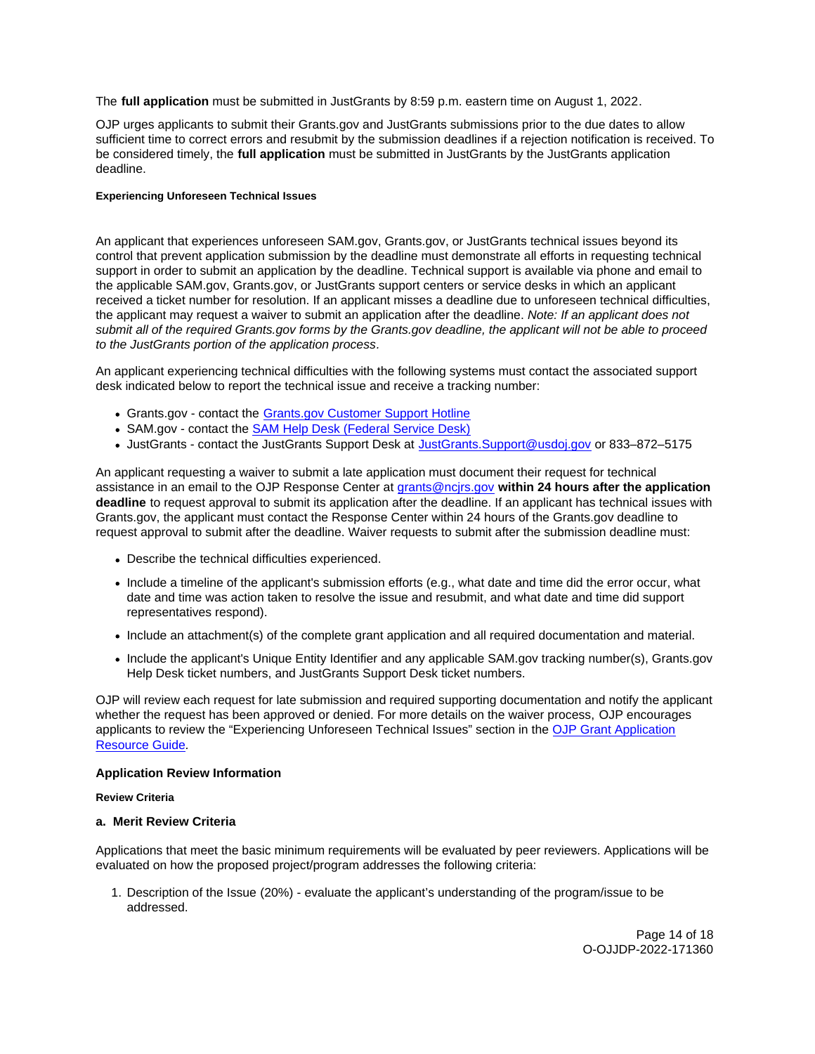The **full application** must be submitted in JustGrants by 8:59 p.m. eastern time on August 1, 2022.

OJP urges applicants to submit their Grants.gov and JustGrants submissions prior to the due dates to allow sufficient time to correct errors and resubmit by the submission deadlines if a rejection notification is received. To be considered timely, the **full application** must be submitted in JustGrants by the JustGrants application deadline.

##### Experiencing Unforeseen Technical Issues

An applicant that experiences unforeseen SAM.gov, Grants.gov, or JustGrants technical issues beyond its control that prevent application submission by the deadline must demonstrate all efforts in requesting technical support in order to submit an application by the deadline. Technical support is available via phone and email to the applicable SAM.gov, Grants.gov, or JustGrants support centers or service desks in which an applicant received a ticket number for resolution. If an applicant misses a deadline due to unforeseen technical difficulties, the applicant may request a waiver to submit an application after the deadline. *Note: If an applicant does not submit all of the required Grants.gov forms by the Grants.gov deadline, the applicant will not be able to proceed to the JustGrants portion of the application process.*

An applicant experiencing technical difficulties with the following systems must contact the associated support desk indicated below to report the technical issue and receive a tracking number:

- Grants.gov - contact the Grants.gov Customer Support Hotline
- SAM.gov - contact the SAM Help Desk (Federal Service Desk)
- JustGrants - contact the JustGrants Support Desk at JustGrants.Support@usdoj.gov or 833–872–5175

An applicant requesting a waiver to submit a late application must document their request for technical assistance in an email to the OJP Response Center at grants@ncjrs.gov **within 24 hours after the application deadline** to request approval to submit its application after the deadline. If an applicant has technical issues with Grants.gov, the applicant must contact the Response Center within 24 hours of the Grants.gov deadline to request approval to submit after the deadline. Waiver requests to submit after the submission deadline must:

- Describe the technical difficulties experienced.
- Include a timeline of the applicant's submission efforts (e.g., what date and time did the error occur, what date and time was action taken to resolve the issue and resubmit, and what date and time did support representatives respond).
- Include an attachment(s) of the complete grant application and all required documentation and material.
- Include the applicant's Unique Entity Identifier and any applicable SAM.gov tracking number(s), Grants.gov Help Desk ticket numbers, and JustGrants Support Desk ticket numbers.

OJP will review each request for late submission and required supporting documentation and notify the applicant whether the request has been approved or denied. For more details on the waiver process, OJP encourages applicants to review the "Experiencing Unforeseen Technical Issues" section in the OJP Grant Application Resource Guide.

### Application Review Information

##### Review Criteria

#### a. Merit Review Criteria

Applications that meet the basic minimum requirements will be evaluated by peer reviewers. Applications will be evaluated on how the proposed project/program addresses the following criteria:

1. Description of the Issue (20%) - evaluate the applicant's understanding of the program/issue to be addressed.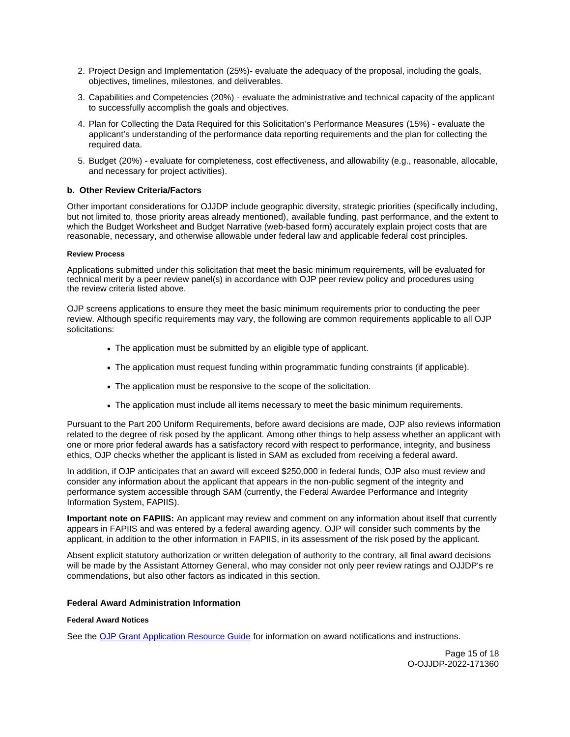2. Project Design and Implementation (25%)- evaluate the adequacy of the proposal, including the goals, objectives, timelines, milestones, and deliverables.
3. Capabilities and Competencies (20%) - evaluate the administrative and technical capacity of the applicant to successfully accomplish the goals and objectives.
4. Plan for Collecting the Data Required for this Solicitation's Performance Measures (15%) - evaluate the applicant's understanding of the performance data reporting requirements and the plan for collecting the required data.
5. Budget (20%) - evaluate for completeness, cost effectiveness, and allowability (e.g., reasonable, allocable, and necessary for project activities).

**b. Other Review Criteria/Factors**

Other important considerations for OJJDP include geographic diversity, strategic priorities (specifically including, but not limited to, those priority areas already mentioned), available funding, past performance, and the extent to which the Budget Worksheet and Budget Narrative (web-based form) accurately explain project costs that are reasonable, necessary, and otherwise allowable under federal law and applicable federal cost principles.

#### Review Process

Applications submitted under this solicitation that meet the basic minimum requirements, will be evaluated for technical merit by a peer review panel(s) in accordance with OJP peer review policy and procedures using the review criteria listed above.

OJP screens applications to ensure they meet the basic minimum requirements prior to conducting the peer review. Although specific requirements may vary, the following are common requirements applicable to all OJP solicitations:

- The application must be submitted by an eligible type of applicant.
- The application must request funding within programmatic funding constraints (if applicable).
- The application must be responsive to the scope of the solicitation.
- The application must include all items necessary to meet the basic minimum requirements.

Pursuant to the Part 200 Uniform Requirements, before award decisions are made, OJP also reviews information related to the degree of risk posed by the applicant. Among other things to help assess whether an applicant with one or more prior federal awards has a satisfactory record with respect to performance, integrity, and business ethics, OJP checks whether the applicant is listed in SAM as excluded from receiving a federal award.

In addition, if OJP anticipates that an award will exceed $250,000 in federal funds, OJP also must review and consider any information about the applicant that appears in the non-public segment of the integrity and performance system accessible through SAM (currently, the Federal Awardee Performance and Integrity Information System, FAPIIS).

**Important note on FAPIIS:** An applicant may review and comment on any information about itself that currently appears in FAPIIS and was entered by a federal awarding agency. OJP will consider such comments by the applicant, in addition to the other information in FAPIIS, in its assessment of the risk posed by the applicant.

Absent explicit statutory authorization or written delegation of authority to the contrary, all final award decisions will be made by the Assistant Attorney General, who may consider not only peer review ratings and OJJDP's re commendations, but also other factors as indicated in this section.

### Federal Award Administration Information

#### Federal Award Notices

See the OJP Grant Application Resource Guide for information on award notifications and instructions.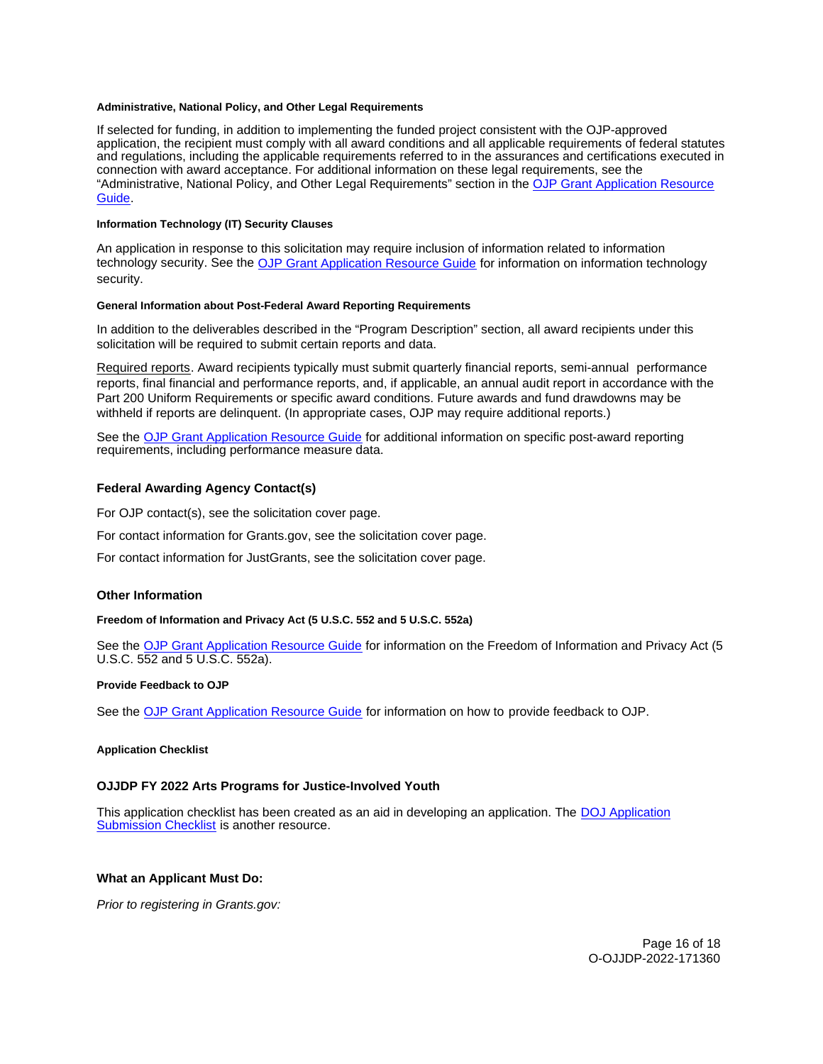#### Administrative, National Policy, and Other Legal Requirements

If selected for funding, in addition to implementing the funded project consistent with the OJP-approved application, the recipient must comply with all award conditions and all applicable requirements of federal statutes and regulations, including the applicable requirements referred to in the assurances and certifications executed in connection with award acceptance. For additional information on these legal requirements, see the "Administrative, National Policy, and Other Legal Requirements" section in the OJP Grant Application Resource Guide.

#### Information Technology (IT) Security Clauses

An application in response to this solicitation may require inclusion of information related to information technology security. See the OJP Grant Application Resource Guide for information on information technology security.

#### General Information about Post-Federal Award Reporting Requirements

In addition to the deliverables described in the "Program Description" section, all award recipients under this solicitation will be required to submit certain reports and data.

Required reports. Award recipients typically must submit quarterly financial reports, semi-annual performance reports, final financial and performance reports, and, if applicable, an annual audit report in accordance with the Part 200 Uniform Requirements or specific award conditions. Future awards and fund drawdowns may be withheld if reports are delinquent. (In appropriate cases, OJP may require additional reports.)

See the OJP Grant Application Resource Guide for additional information on specific post-award reporting requirements, including performance measure data.

### Federal Awarding Agency Contact(s)

For OJP contact(s), see the solicitation cover page.

For contact information for Grants.gov, see the solicitation cover page.

For contact information for JustGrants, see the solicitation cover page.

### Other Information

#### Freedom of Information and Privacy Act (5 U.S.C. 552 and 5 U.S.C. 552a)

See the OJP Grant Application Resource Guide for information on the Freedom of Information and Privacy Act (5 U.S.C. 552 and 5 U.S.C. 552a).

#### Provide Feedback to OJP

See the OJP Grant Application Resource Guide for information on how to provide feedback to OJP.

#### Application Checklist

### OJJDP FY 2022 Arts Programs for Justice-Involved Youth

This application checklist has been created as an aid in developing an application. The DOJ Application Submission Checklist is another resource.

### What an Applicant Must Do:

*Prior to registering in Grants.gov:*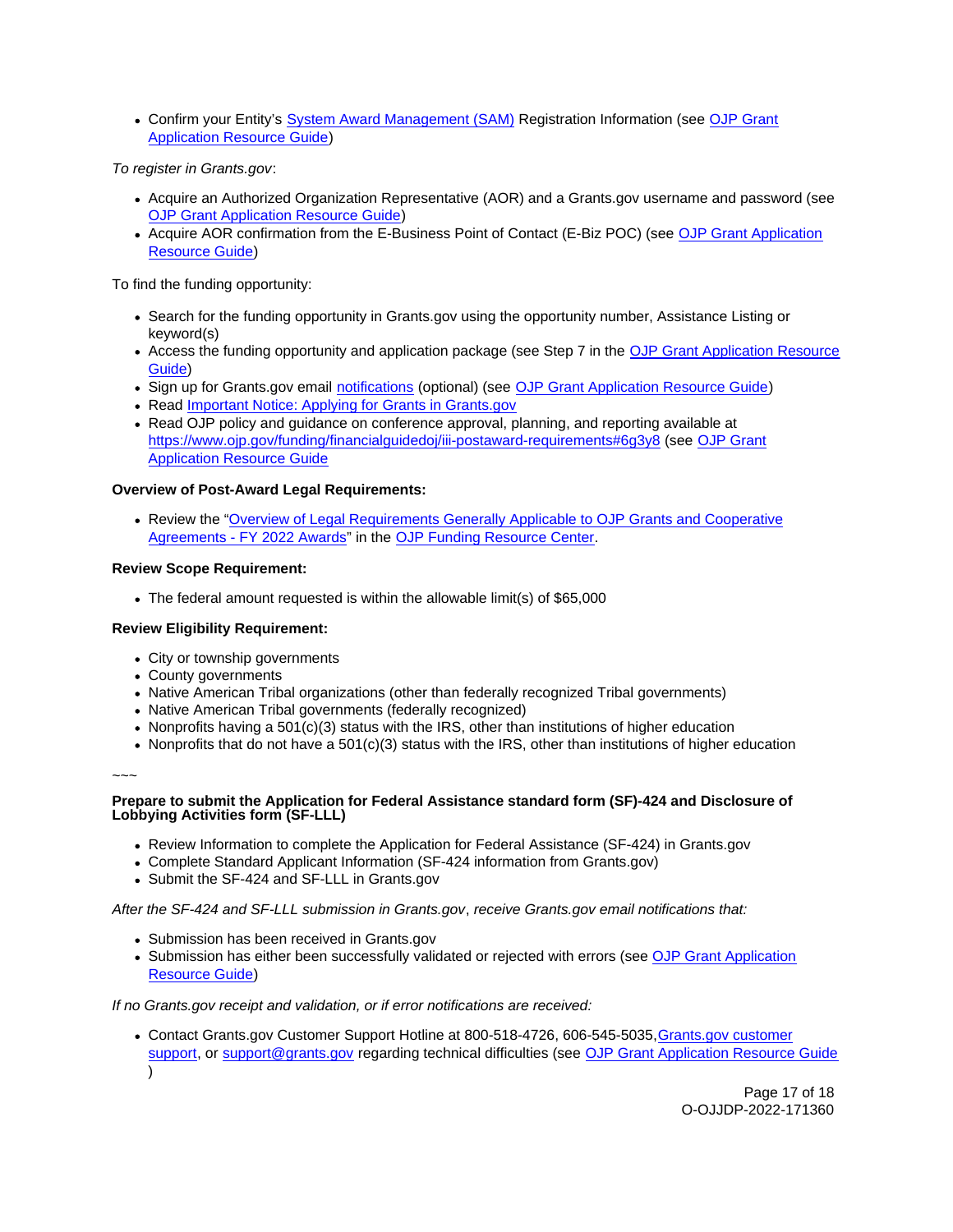- Confirm your Entity's System Award Management (SAM) Registration Information (see OJP Grant Application Resource Guide)

*To register in Grants.gov*:

- Acquire an Authorized Organization Representative (AOR) and a Grants.gov username and password (see OJP Grant Application Resource Guide)
- Acquire AOR confirmation from the E-Business Point of Contact (E-Biz POC) (see OJP Grant Application Resource Guide)

To find the funding opportunity:

- Search for the funding opportunity in Grants.gov using the opportunity number, Assistance Listing or keyword(s)
- Access the funding opportunity and application package (see Step 7 in the OJP Grant Application Resource Guide)
- Sign up for Grants.gov email notifications (optional) (see OJP Grant Application Resource Guide)
- Read Important Notice: Applying for Grants in Grants.gov
- Read OJP policy and guidance on conference approval, planning, and reporting available at https://www.ojp.gov/funding/financialguidedoj/iii-postaward-requirements#6g3y8 (see OJP Grant Application Resource Guide

**Overview of Post-Award Legal Requirements:**

- Review the "Overview of Legal Requirements Generally Applicable to OJP Grants and Cooperative Agreements - FY 2022 Awards" in the OJP Funding Resource Center.

**Review Scope Requirement:**

- The federal amount requested is within the allowable limit(s) of $65,000

**Review Eligibility Requirement:**

- City or township governments
- County governments
- Native American Tribal organizations (other than federally recognized Tribal governments)
- Native American Tribal governments (federally recognized)
- Nonprofits having a 501(c)(3) status with the IRS, other than institutions of higher education
- Nonprofits that do not have a 501(c)(3) status with the IRS, other than institutions of higher education

~~~

**Prepare to submit the Application for Federal Assistance standard form (SF)-424 and Disclosure of Lobbying Activities form (SF-LLL)**

- Review Information to complete the Application for Federal Assistance (SF-424) in Grants.gov
- Complete Standard Applicant Information (SF-424 information from Grants.gov)
- Submit the SF-424 and SF-LLL in Grants.gov

*After the SF-424 and SF-LLL submission in Grants.gov, receive Grants.gov email notifications that:*

- Submission has been received in Grants.gov
- Submission has either been successfully validated or rejected with errors (see OJP Grant Application Resource Guide)

*If no Grants.gov receipt and validation, or if error notifications are received:*

- Contact Grants.gov Customer Support Hotline at 800-518-4726, 606-545-5035, Grants.gov customer support, or support@grants.gov regarding technical difficulties (see OJP Grant Application Resource Guide )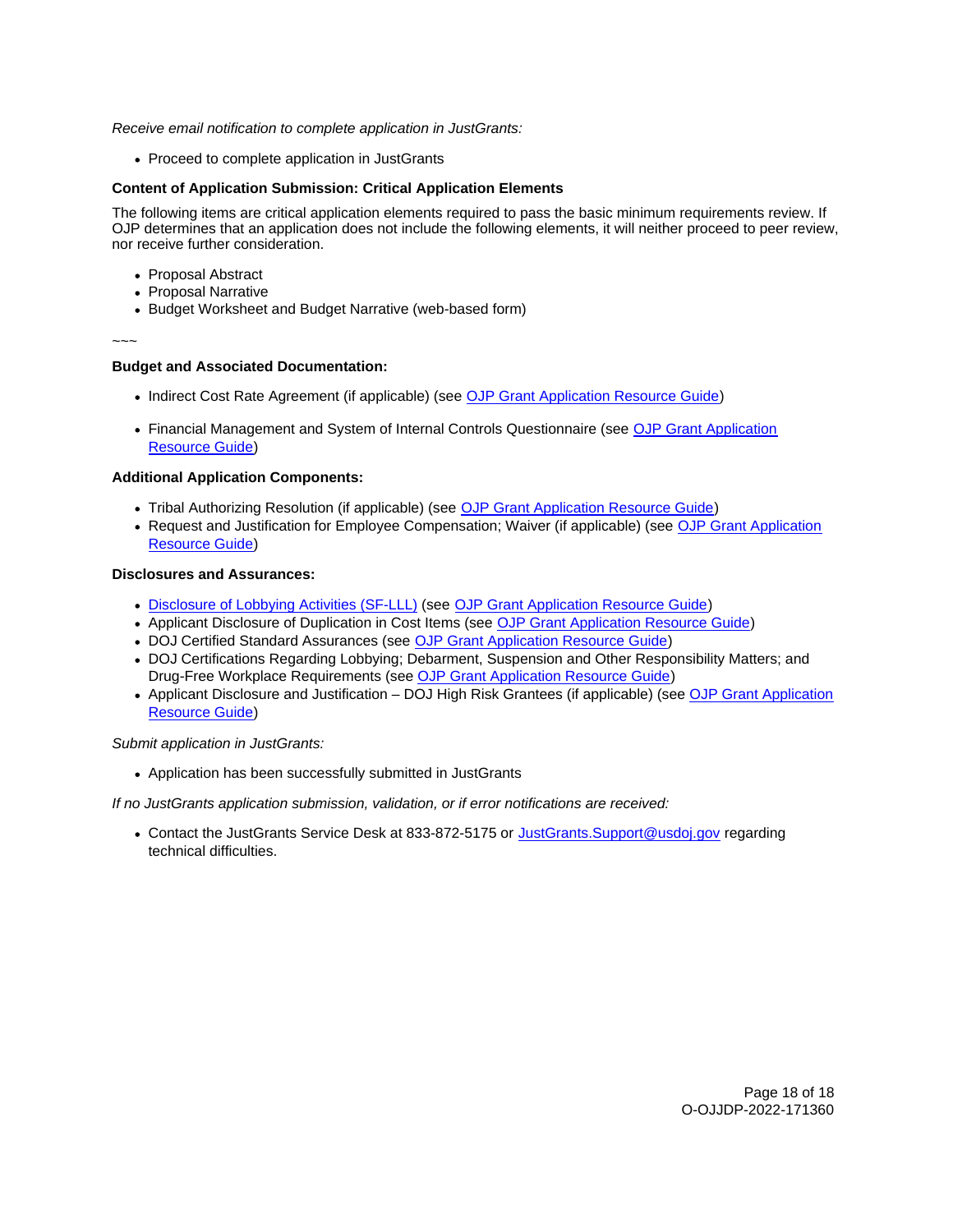*Receive email notification to complete application in JustGrants:*

- Proceed to complete application in JustGrants

**Content of Application Submission: Critical Application Elements**

The following items are critical application elements required to pass the basic minimum requirements review. If OJP determines that an application does not include the following elements, it will neither proceed to peer review, nor receive further consideration.

- Proposal Abstract
- Proposal Narrative
- Budget Worksheet and Budget Narrative (web-based form)

~~~

**Budget and Associated Documentation:**

- Indirect Cost Rate Agreement (if applicable) (see OJP Grant Application Resource Guide)
- Financial Management and System of Internal Controls Questionnaire (see OJP Grant Application Resource Guide)

**Additional Application Components:**

- Tribal Authorizing Resolution (if applicable) (see OJP Grant Application Resource Guide)
- Request and Justification for Employee Compensation; Waiver (if applicable) (see OJP Grant Application Resource Guide)

**Disclosures and Assurances:**

- Disclosure of Lobbying Activities (SF-LLL) (see OJP Grant Application Resource Guide)
- Applicant Disclosure of Duplication in Cost Items (see OJP Grant Application Resource Guide)
- DOJ Certified Standard Assurances (see OJP Grant Application Resource Guide)
- DOJ Certifications Regarding Lobbying; Debarment, Suspension and Other Responsibility Matters; and Drug-Free Workplace Requirements (see OJP Grant Application Resource Guide)
- Applicant Disclosure and Justification – DOJ High Risk Grantees (if applicable) (see OJP Grant Application Resource Guide)

*Submit application in JustGrants:*

- Application has been successfully submitted in JustGrants

*If no JustGrants application submission, validation, or if error notifications are received:*

- Contact the JustGrants Service Desk at 833-872-5175 or JustGrants.Support@usdoj.gov regarding technical difficulties.